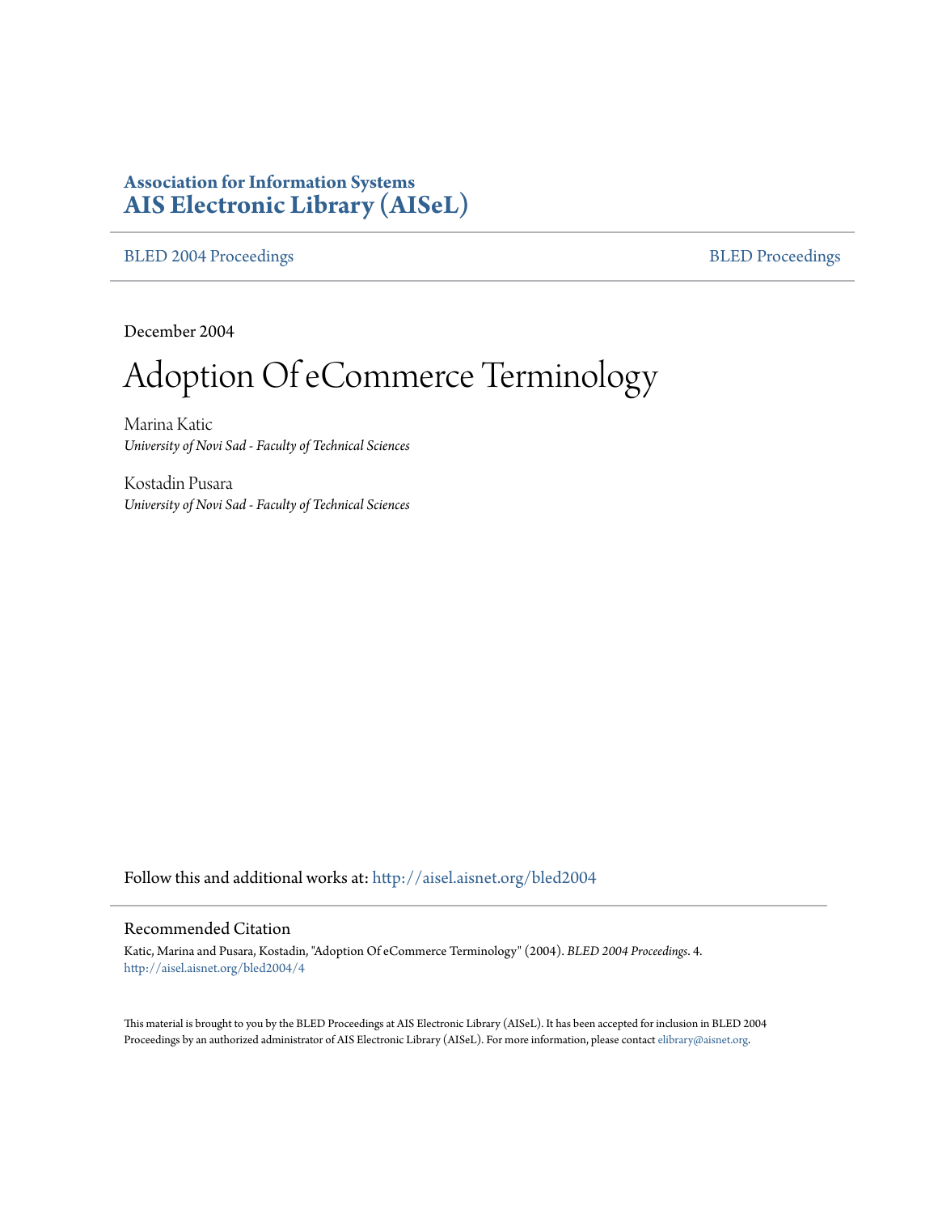**Association for Information Systems**
**AIS Electronic Library (AISeL)**

BLED 2004 Proceedings | BLED Proceedings

December 2004

# Adoption Of eCommerce Terminology

Marina Katic
*University of Novi Sad - Faculty of Technical Sciences*

Kostadin Pusara
*University of Novi Sad - Faculty of Technical Sciences*

Follow this and additional works at: http://aisel.aisnet.org/bled2004

## Recommended Citation

Katic, Marina and Pusara, Kostadin, "Adoption Of eCommerce Terminology" (2004). *BLED 2004 Proceedings*. 4.
http://aisel.aisnet.org/bled2004/4

This material is brought to you by the BLED Proceedings at AIS Electronic Library (AISeL). It has been accepted for inclusion in BLED 2004 Proceedings by an authorized administrator of AIS Electronic Library (AISeL). For more information, please contact elibrary@aisnet.org.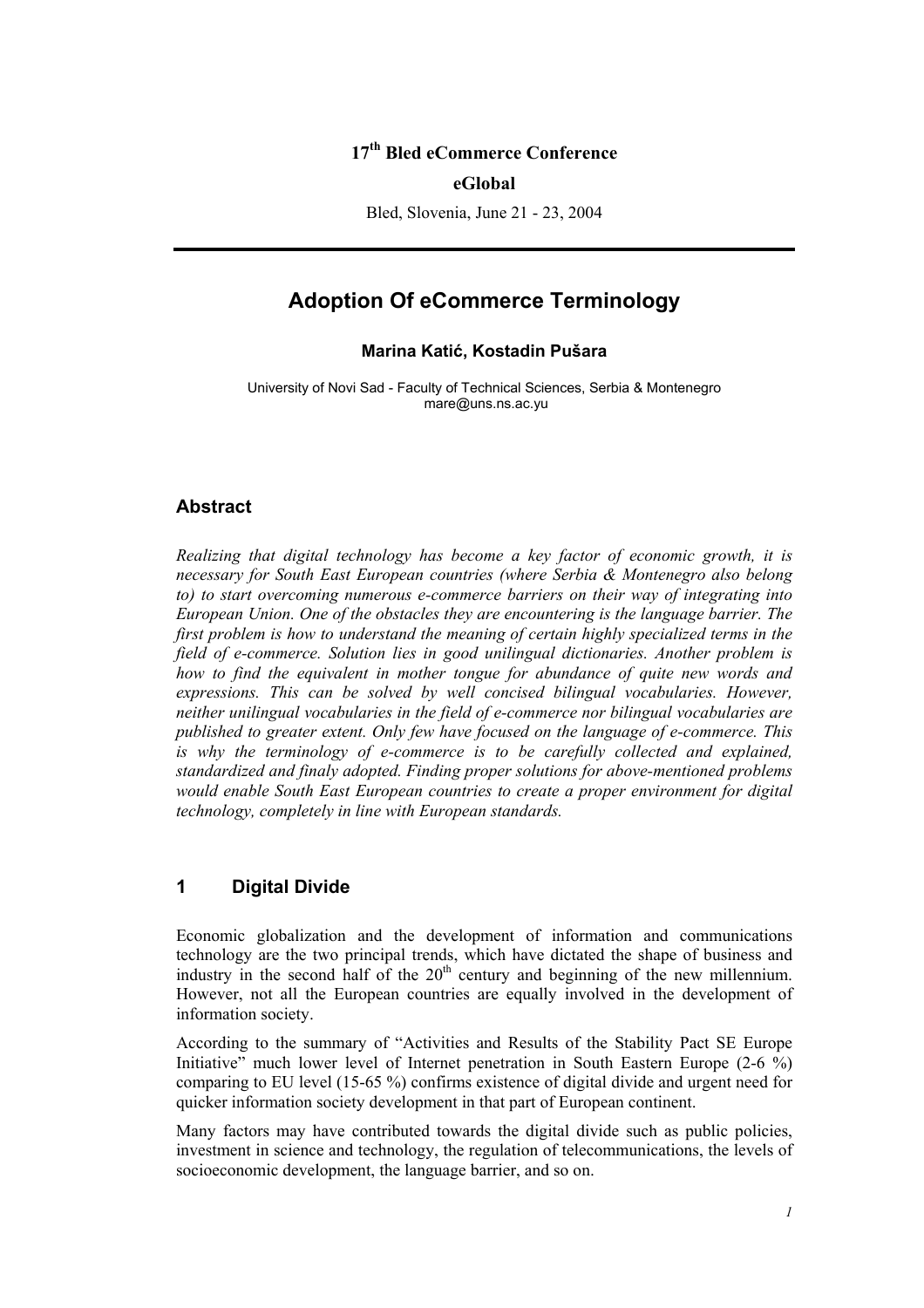**17th Bled eCommerce Conference**

**eGlobal**

Bled, Slovenia, June 21 - 23, 2004

---

# Adoption Of eCommerce Terminology

**Marina Katić, Kostadin Pušara**

University of Novi Sad - Faculty of Technical Sciences, Serbia & Montenegro
mare@uns.ns.ac.yu

## Abstract

*Realizing that digital technology has become a key factor of economic growth, it is necessary for South East European countries (where Serbia & Montenegro also belong to) to start overcoming numerous e-commerce barriers on their way of integrating into European Union. One of the obstacles they are encountering is the language barrier. The first problem is how to understand the meaning of certain highly specialized terms in the field of e-commerce. Solution lies in good unilingual dictionaries. Another problem is how to find the equivalent in mother tongue for abundance of quite new words and expressions. This can be solved by well concised bilingual vocabularies. However, neither unilingual vocabularies in the field of e-commerce nor bilingual vocabularies are published to greater extent. Only few have focused on the language of e-commerce. This is why the terminology of e-commerce is to be carefully collected and explained, standardized and finaly adopted. Finding proper solutions for above-mentioned problems would enable South East European countries to create a proper environment for digital technology, completely in line with European standards.*

## 1 Digital Divide

Economic globalization and the development of information and communications technology are the two principal trends, which have dictated the shape of business and industry in the second half of the 20th century and beginning of the new millennium. However, not all the European countries are equally involved in the development of information society.

According to the summary of "Activities and Results of the Stability Pact SE Europe Initiative" much lower level of Internet penetration in South Eastern Europe (2-6 %) comparing to EU level (15-65 %) confirms existence of digital divide and urgent need for quicker information society development in that part of European continent.

Many factors may have contributed towards the digital divide such as public policies, investment in science and technology, the regulation of telecommunications, the levels of socioeconomic development, the language barrier, and so on.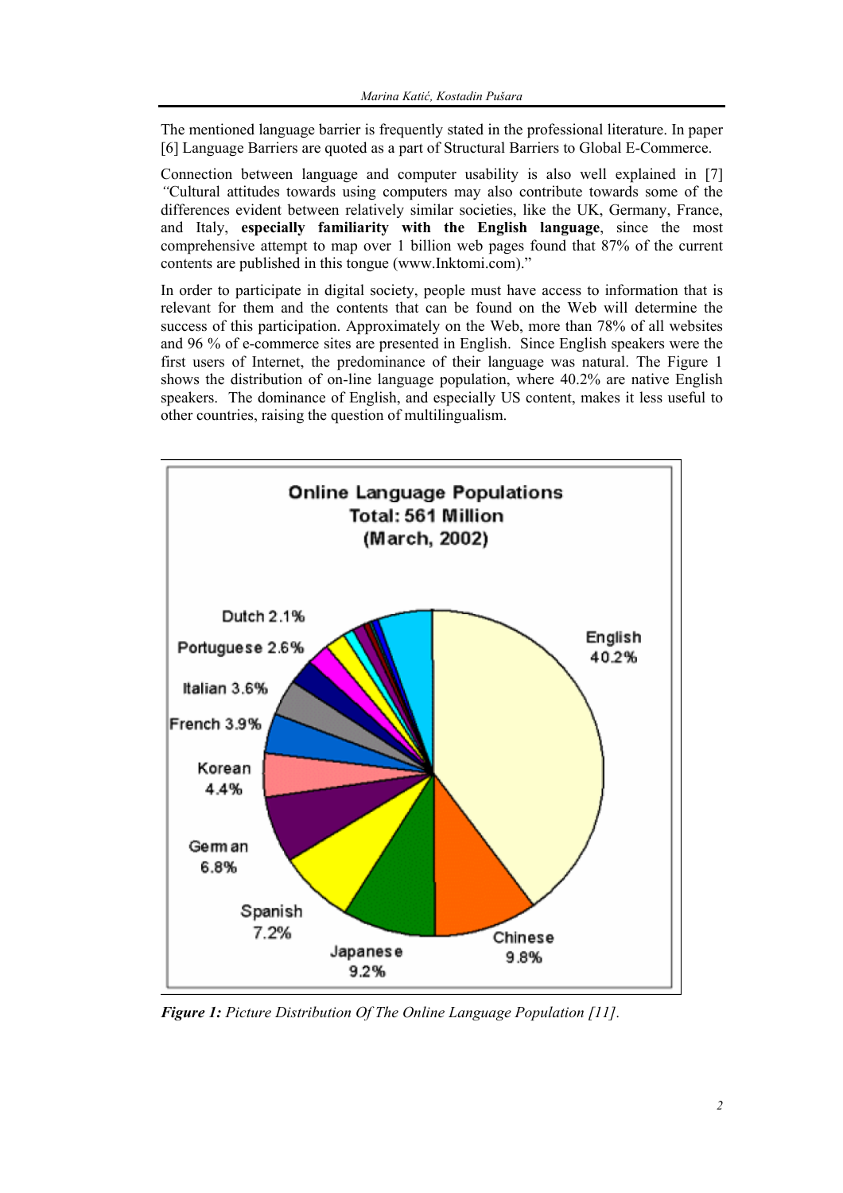The mentioned language barrier is frequently stated in the professional literature. In paper [6] Language Barriers are quoted as a part of Structural Barriers to Global E-Commerce.

Connection between language and computer usability is also well explained in [7] *"*Cultural attitudes towards using computers may also contribute towards some of the differences evident between relatively similar societies, like the UK, Germany, France, and Italy, **especially familiarity with the English language**, since the most comprehensive attempt to map over 1 billion web pages found that 87% of the current contents are published in this tongue (www.Inktomi.com)."

In order to participate in digital society, people must have access to information that is relevant for them and the contents that can be found on the Web will determine the success of this participation. Approximately on the Web, more than 78% of all websites and 96 % of e-commerce sites are presented in English. Since English speakers were the first users of Internet, the predominance of their language was natural. The Figure 1 shows the distribution of on-line language population, where 40.2% are native English speakers. The dominance of English, and especially US content, makes it less useful to other countries, raising the question of multilingualism.

***Figure 1:*** *Picture Distribution Of The Online Language Population [11].*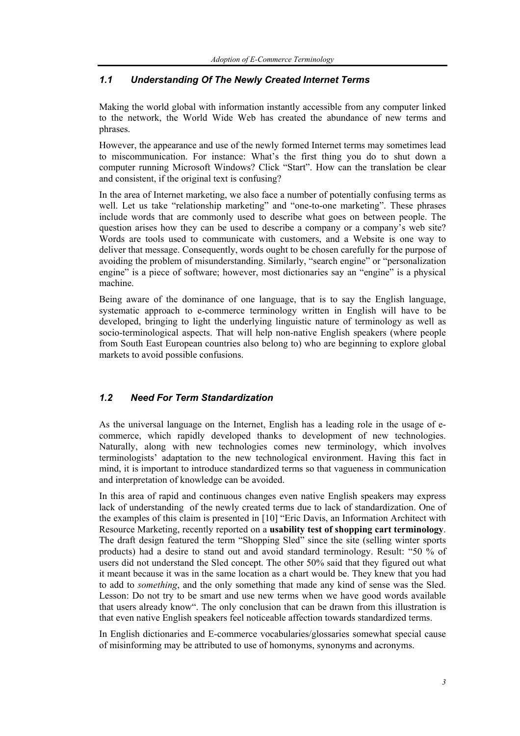## *1.1 Understanding Of The Newly Created Internet Terms*

Making the world global with information instantly accessible from any computer linked to the network, the World Wide Web has created the abundance of new terms and phrases.

However, the appearance and use of the newly formed Internet terms may sometimes lead to miscommunication. For instance: What's the first thing you do to shut down a computer running Microsoft Windows? Click "Start". How can the translation be clear and consistent, if the original text is confusing?

In the area of Internet marketing, we also face a number of potentially confusing terms as well. Let us take "relationship marketing" and "one-to-one marketing". These phrases include words that are commonly used to describe what goes on between people. The question arises how they can be used to describe a company or a company's web site? Words are tools used to communicate with customers, and a Website is one way to deliver that message. Consequently, words ought to be chosen carefully for the purpose of avoiding the problem of misunderstanding. Similarly, "search engine" or "personalization engine" is a piece of software; however, most dictionaries say an "engine" is a physical machine.

Being aware of the dominance of one language, that is to say the English language, systematic approach to e-commerce terminology written in English will have to be developed, bringing to light the underlying linguistic nature of terminology as well as socio-terminological aspects. That will help non-native English speakers (where people from South East European countries also belong to) who are beginning to explore global markets to avoid possible confusions.

## *1.2 Need For Term Standardization*

As the universal language on the Internet, English has a leading role in the usage of e-commerce, which rapidly developed thanks to development of new technologies. Naturally, along with new technologies comes new terminology, which involves terminologists' adaptation to the new technological environment. Having this fact in mind, it is important to introduce standardized terms so that vagueness in communication and interpretation of knowledge can be avoided.

In this area of rapid and continuous changes even native English speakers may express lack of understanding of the newly created terms due to lack of standardization. One of the examples of this claim is presented in [10] "Eric Davis, an Information Architect with Resource Marketing, recently reported on a **usability test of shopping cart terminology**. The draft design featured the term "Shopping Sled" since the site (selling winter sports products) had a desire to stand out and avoid standard terminology. Result: "50 % of users did not understand the Sled concept. The other 50% said that they figured out what it meant because it was in the same location as a chart would be. They knew that you had to add to *something*, and the only something that made any kind of sense was the Sled. Lesson: Do not try to be smart and use new terms when we have good words available that users already know". The only conclusion that can be drawn from this illustration is that even native English speakers feel noticeable affection towards standardized terms.

In English dictionaries and E-commerce vocabularies/glossaries somewhat special cause of misinforming may be attributed to use of homonyms, synonyms and acronyms.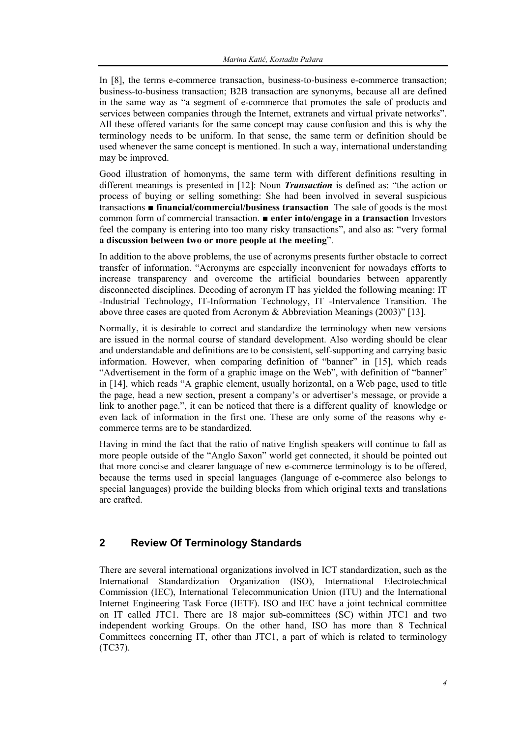In [8], the terms e-commerce transaction, business-to-business e-commerce transaction; business-to-business transaction; B2B transaction are synonyms, because all are defined in the same way as "a segment of e-commerce that promotes the sale of products and services between companies through the Internet, extranets and virtual private networks". All these offered variants for the same concept may cause confusion and this is why the terminology needs to be uniform. In that sense, the same term or definition should be used whenever the same concept is mentioned. In such a way, international understanding may be improved.

Good illustration of homonyms, the same term with different definitions resulting in different meanings is presented in [12]: Noun ***Transaction*** is defined as: "the action or process of buying or selling something: She had been involved in several suspicious transactions ■ **financial/commercial/business transaction** The sale of goods is the most common form of commercial transaction. ■ **enter into/engage in a transaction** Investors feel the company is entering into too many risky transactions", and also as: "very formal **a discussion between two or more people at the meeting**".

In addition to the above problems, the use of acronyms presents further obstacle to correct transfer of information. "Acronyms are especially inconvenient for nowadays efforts to increase transparency and overcome the artificial boundaries between apparently disconnected disciplines. Decoding of acronym IT has yielded the following meaning: IT -Industrial Technology, IT-Information Technology, IT -Intervalence Transition. The above three cases are quoted from Acronym & Abbreviation Meanings (2003)" [13].

Normally, it is desirable to correct and standardize the terminology when new versions are issued in the normal course of standard development. Also wording should be clear and understandable and definitions are to be consistent, self-supporting and carrying basic information. However, when comparing definition of "banner" in [15], which reads "Advertisement in the form of a graphic image on the Web", with definition of "banner" in [14], which reads "A graphic element, usually horizontal, on a Web page, used to title the page, head a new section, present a company's or advertiser's message, or provide a link to another page.", it can be noticed that there is a different quality of knowledge or even lack of information in the first one. These are only some of the reasons why e-commerce terms are to be standardized.

Having in mind the fact that the ratio of native English speakers will continue to fall as more people outside of the "Anglo Saxon" world get connected, it should be pointed out that more concise and clearer language of new e-commerce terminology is to be offered, because the terms used in special languages (language of e-commerce also belongs to special languages) provide the building blocks from which original texts and translations are crafted.

## 2 Review Of Terminology Standards

There are several international organizations involved in ICT standardization, such as the International Standardization Organization (ISO), International Electrotechnical Commission (IEC), International Telecommunication Union (ITU) and the International Internet Engineering Task Force (IETF). ISO and IEC have a joint technical committee on IT called JTC1. There are 18 major sub-committees (SC) within JTC1 and two independent working Groups. On the other hand, ISO has more than 8 Technical Committees concerning IT, other than JTC1, a part of which is related to terminology (TC37).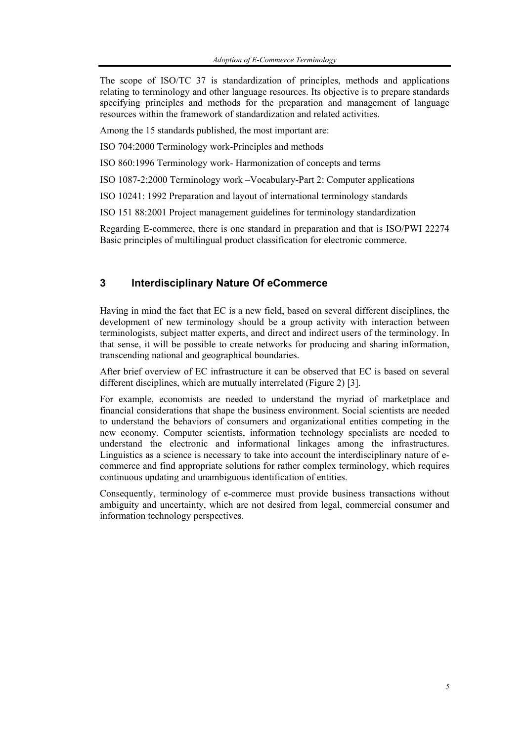The scope of ISO/TC 37 is standardization of principles, methods and applications relating to terminology and other language resources. Its objective is to prepare standards specifying principles and methods for the preparation and management of language resources within the framework of standardization and related activities.

Among the 15 standards published, the most important are:

ISO 704:2000 Terminology work-Principles and methods

ISO 860:1996 Terminology work- Harmonization of concepts and terms

ISO 1087-2:2000 Terminology work –Vocabulary-Part 2: Computer applications

ISO 10241: 1992 Preparation and layout of international terminology standards

ISO 151 88:2001 Project management guidelines for terminology standardization

Regarding E-commerce, there is one standard in preparation and that is ISO/PWI 22274 Basic principles of multilingual product classification for electronic commerce.

## 3 Interdisciplinary Nature Of eCommerce

Having in mind the fact that EC is a new field, based on several different disciplines, the development of new terminology should be a group activity with interaction between terminologists, subject matter experts, and direct and indirect users of the terminology. In that sense, it will be possible to create networks for producing and sharing information, transcending national and geographical boundaries.

After brief overview of EC infrastructure it can be observed that EC is based on several different disciplines, which are mutually interrelated (Figure 2) [3].

For example, economists are needed to understand the myriad of marketplace and financial considerations that shape the business environment. Social scientists are needed to understand the behaviors of consumers and organizational entities competing in the new economy. Computer scientists, information technology specialists are needed to understand the electronic and informational linkages among the infrastructures. Linguistics as a science is necessary to take into account the interdisciplinary nature of e-commerce and find appropriate solutions for rather complex terminology, which requires continuous updating and unambiguous identification of entities.

Consequently, terminology of e-commerce must provide business transactions without ambiguity and uncertainty, which are not desired from legal, commercial consumer and information technology perspectives.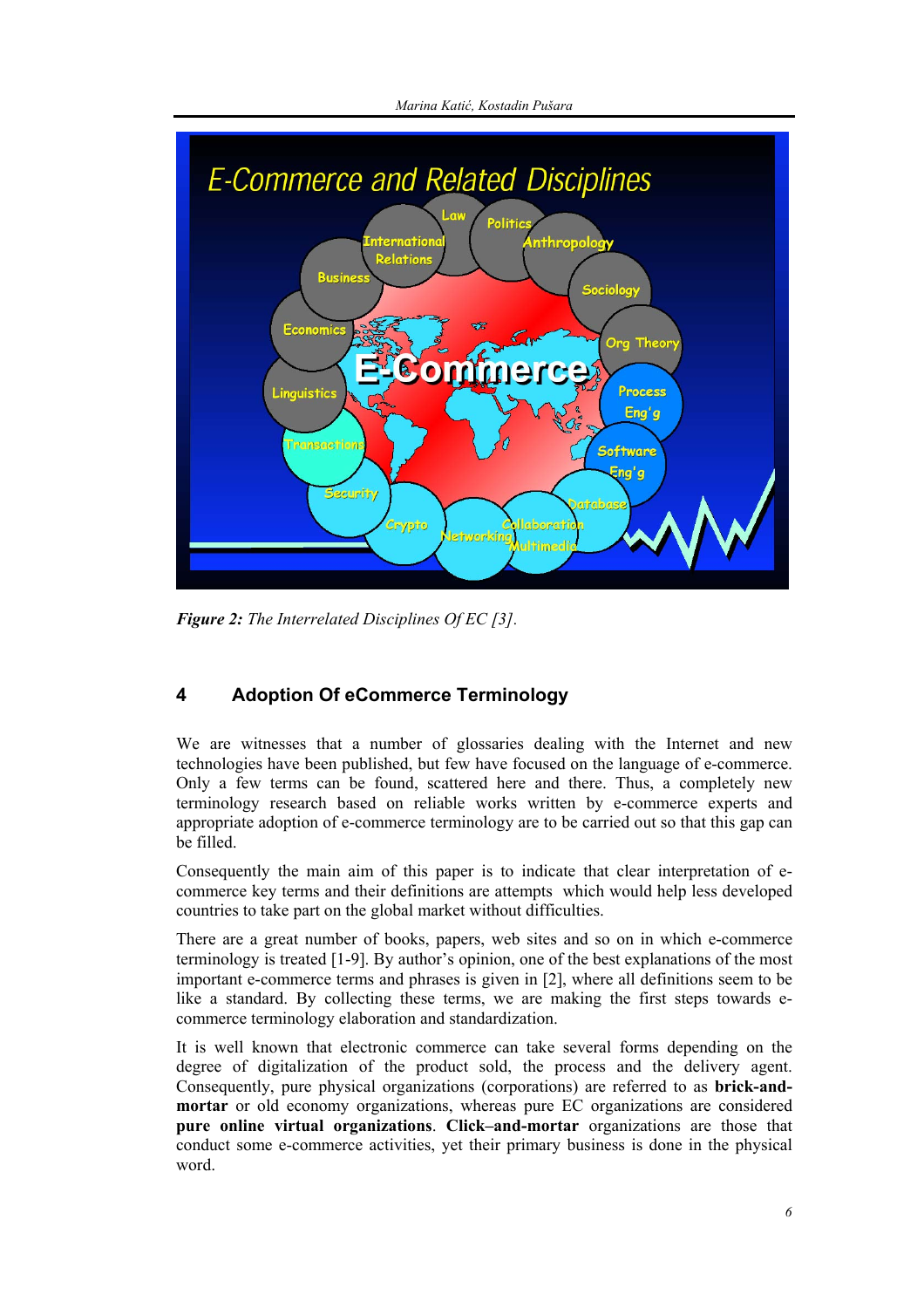*Figure 2: The Interrelated Disciplines Of EC [3].*

## 4 Adoption Of eCommerce Terminology

We are witnesses that a number of glossaries dealing with the Internet and new technologies have been published, but few have focused on the language of e-commerce. Only a few terms can be found, scattered here and there. Thus, a completely new terminology research based on reliable works written by e-commerce experts and appropriate adoption of e-commerce terminology are to be carried out so that this gap can be filled.

Consequently the main aim of this paper is to indicate that clear interpretation of e-commerce key terms and their definitions are attempts which would help less developed countries to take part on the global market without difficulties.

There are a great number of books, papers, web sites and so on in which e-commerce terminology is treated [1-9]. By author's opinion, one of the best explanations of the most important e-commerce terms and phrases is given in [2], where all definitions seem to be like a standard. By collecting these terms, we are making the first steps towards e-commerce terminology elaboration and standardization.

It is well known that electronic commerce can take several forms depending on the degree of digitalization of the product sold, the process and the delivery agent. Consequently, pure physical organizations (corporations) are referred to as **brick-and-mortar** or old economy organizations, whereas pure EC organizations are considered **pure online virtual organizations**. **Click–and-mortar** organizations are those that conduct some e-commerce activities, yet their primary business is done in the physical word.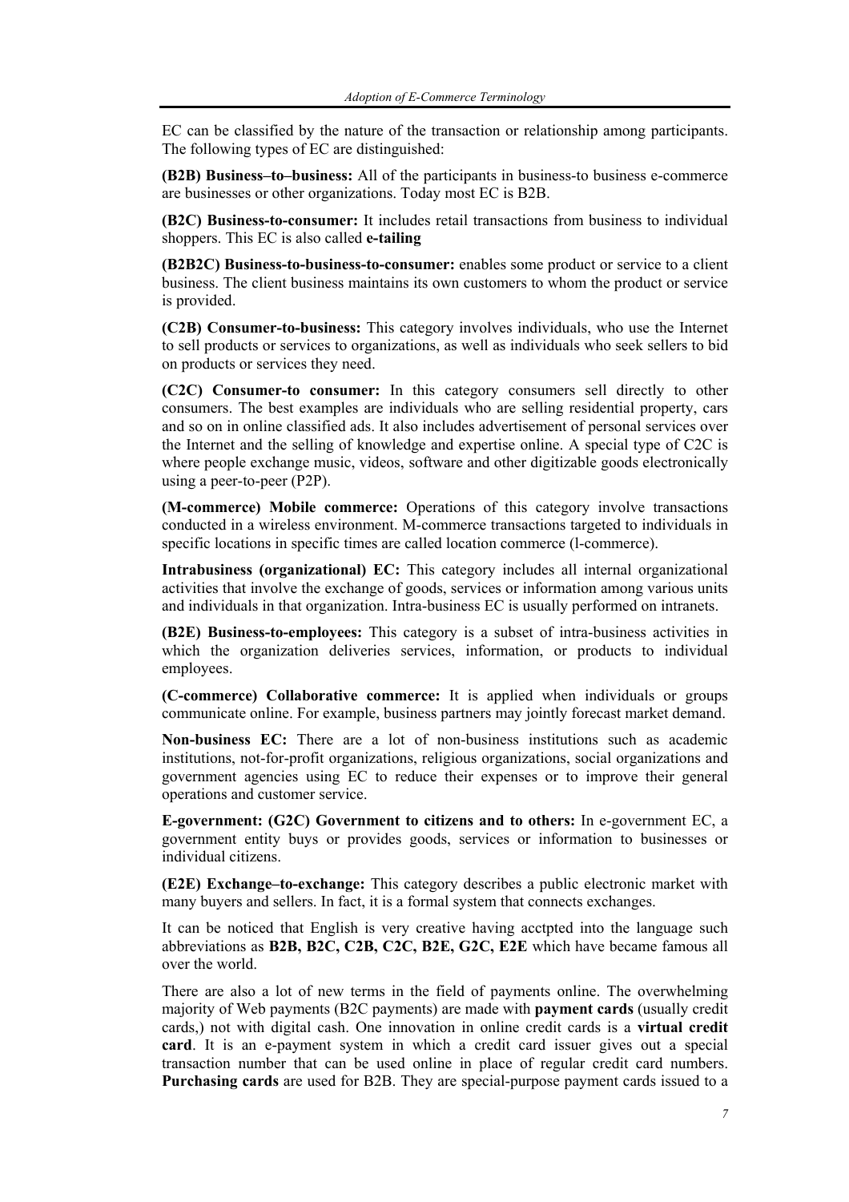EC can be classified by the nature of the transaction or relationship among participants. The following types of EC are distinguished:

**(B2B) Business–to–business:** All of the participants in business-to business e-commerce are businesses or other organizations. Today most EC is B2B.

**(B2C) Business-to-consumer:** It includes retail transactions from business to individual shoppers. This EC is also called **e-tailing**

**(B2B2C) Business-to-business-to-consumer:** enables some product or service to a client business. The client business maintains its own customers to whom the product or service is provided.

**(C2B) Consumer-to-business:** This category involves individuals, who use the Internet to sell products or services to organizations, as well as individuals who seek sellers to bid on products or services they need.

**(C2C) Consumer-to consumer:** In this category consumers sell directly to other consumers. The best examples are individuals who are selling residential property, cars and so on in online classified ads. It also includes advertisement of personal services over the Internet and the selling of knowledge and expertise online. A special type of C2C is where people exchange music, videos, software and other digitizable goods electronically using a peer-to-peer (P2P).

**(M-commerce) Mobile commerce:** Operations of this category involve transactions conducted in a wireless environment. M-commerce transactions targeted to individuals in specific locations in specific times are called location commerce (l-commerce).

**Intrabusiness (organizational) EC:** This category includes all internal organizational activities that involve the exchange of goods, services or information among various units and individuals in that organization. Intra-business EC is usually performed on intranets.

**(B2E) Business-to-employees:** This category is a subset of intra-business activities in which the organization deliveries services, information, or products to individual employees.

**(C-commerce) Collaborative commerce:** It is applied when individuals or groups communicate online. For example, business partners may jointly forecast market demand.

**Non-business EC:** There are a lot of non-business institutions such as academic institutions, not-for-profit organizations, religious organizations, social organizations and government agencies using EC to reduce their expenses or to improve their general operations and customer service.

**E-government: (G2C) Government to citizens and to others:** In e-government EC, a government entity buys or provides goods, services or information to businesses or individual citizens.

**(E2E) Exchange–to-exchange:** This category describes a public electronic market with many buyers and sellers. In fact, it is a formal system that connects exchanges.

It can be noticed that English is very creative having acctpted into the language such abbreviations as **B2B, B2C, C2B, C2C, B2E, G2C, E2E** which have became famous all over the world.

There are also a lot of new terms in the field of payments online. The overwhelming majority of Web payments (B2C payments) are made with **payment cards** (usually credit cards,) not with digital cash. One innovation in online credit cards is a **virtual credit card**. It is an e-payment system in which a credit card issuer gives out a special transaction number that can be used online in place of regular credit card numbers. **Purchasing cards** are used for B2B. They are special-purpose payment cards issued to a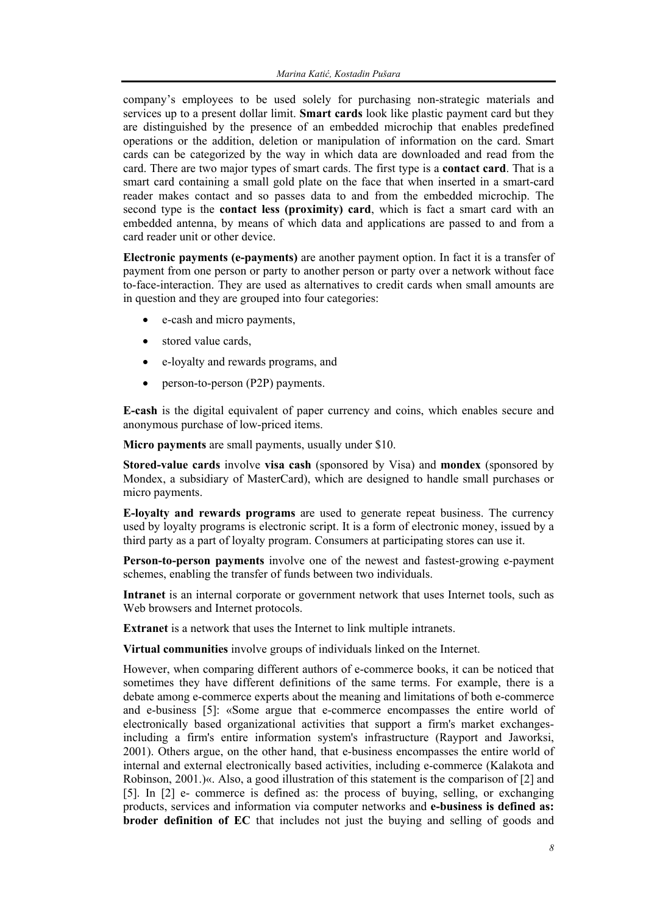company's employees to be used solely for purchasing non-strategic materials and services up to a present dollar limit. **Smart cards** look like plastic payment card but they are distinguished by the presence of an embedded microchip that enables predefined operations or the addition, deletion or manipulation of information on the card. Smart cards can be categorized by the way in which data are downloaded and read from the card. There are two major types of smart cards. The first type is a **contact card**. That is a smart card containing a small gold plate on the face that when inserted in a smart-card reader makes contact and so passes data to and from the embedded microchip. The second type is the **contact less (proximity) card**, which is fact a smart card with an embedded antenna, by means of which data and applications are passed to and from a card reader unit or other device.

**Electronic payments (e-payments)** are another payment option. In fact it is a transfer of payment from one person or party to another person or party over a network without face to-face-interaction. They are used as alternatives to credit cards when small amounts are in question and they are grouped into four categories:

- e-cash and micro payments,
- stored value cards,
- e-loyalty and rewards programs, and
- person-to-person (P2P) payments.

**E-cash** is the digital equivalent of paper currency and coins, which enables secure and anonymous purchase of low-priced items.

**Micro payments** are small payments, usually under $10.

**Stored-value cards** involve **visa cash** (sponsored by Visa) and **mondex** (sponsored by Mondex, a subsidiary of MasterCard), which are designed to handle small purchases or micro payments.

**E-loyalty and rewards programs** are used to generate repeat business. The currency used by loyalty programs is electronic script. It is a form of electronic money, issued by a third party as a part of loyalty program. Consumers at participating stores can use it.

**Person-to-person payments** involve one of the newest and fastest-growing e-payment schemes, enabling the transfer of funds between two individuals.

**Intranet** is an internal corporate or government network that uses Internet tools, such as Web browsers and Internet protocols.

**Extranet** is a network that uses the Internet to link multiple intranets.

**Virtual communities** involve groups of individuals linked on the Internet.

However, when comparing different authors of e-commerce books, it can be noticed that sometimes they have different definitions of the same terms. For example, there is a debate among e-commerce experts about the meaning and limitations of both e-commerce and e-business [5]: «Some argue that e-commerce encompasses the entire world of electronically based organizational activities that support a firm's market exchanges-including a firm's entire information system's infrastructure (Rayport and Jaworksi, 2001). Others argue, on the other hand, that e-business encompasses the entire world of internal and external electronically based activities, including e-commerce (Kalakota and Robinson, 2001.)«. Also, a good illustration of this statement is the comparison of [2] and [5]. In [2] e- commerce is defined as: the process of buying, selling, or exchanging products, services and information via computer networks and **e-business is defined as: broder definition of EC** that includes not just the buying and selling of goods and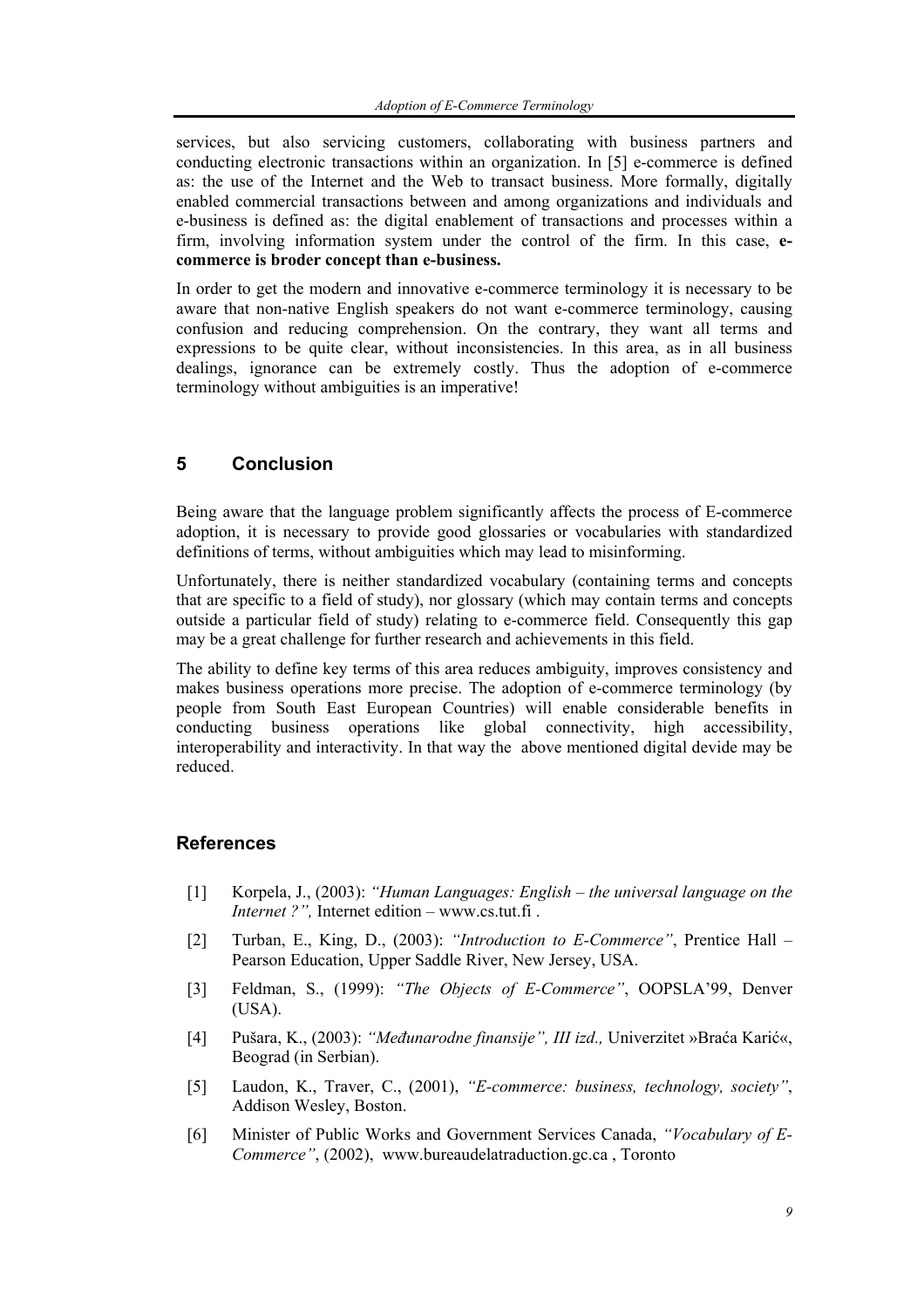services, but also servicing customers, collaborating with business partners and conducting electronic transactions within an organization. In [5] e-commerce is defined as: the use of the Internet and the Web to transact business. More formally, digitally enabled commercial transactions between and among organizations and individuals and e-business is defined as: the digital enablement of transactions and processes within a firm, involving information system under the control of the firm. In this case, **e-commerce is broder concept than e-business.**

In order to get the modern and innovative e-commerce terminology it is necessary to be aware that non-native English speakers do not want e-commerce terminology, causing confusion and reducing comprehension. On the contrary, they want all terms and expressions to be quite clear, without inconsistencies. In this area, as in all business dealings, ignorance can be extremely costly. Thus the adoption of e-commerce terminology without ambiguities is an imperative!

## 5 Conclusion

Being aware that the language problem significantly affects the process of E-commerce adoption, it is necessary to provide good glossaries or vocabularies with standardized definitions of terms, without ambiguities which may lead to misinforming.

Unfortunately, there is neither standardized vocabulary (containing terms and concepts that are specific to a field of study), nor glossary (which may contain terms and concepts outside a particular field of study) relating to e-commerce field. Consequently this gap may be a great challenge for further research and achievements in this field.

The ability to define key terms of this area reduces ambiguity, improves consistency and makes business operations more precise. The adoption of e-commerce terminology (by people from South East European Countries) will enable considerable benefits in conducting business operations like global connectivity, high accessibility, interoperability and interactivity. In that way the above mentioned digital devide may be reduced.

## References

[1] Korpela, J., (2003): *"Human Languages: English – the universal language on the Internet ?",* Internet edition – www.cs.tut.fi .

[2] Turban, E., King, D., (2003): *"Introduction to E-Commerce"*, Prentice Hall – Pearson Education, Upper Saddle River, New Jersey, USA.

[3] Feldman, S., (1999): *"The Objects of E-Commerce"*, OOPSLA'99, Denver (USA).

[4] Pušara, K., (2003): *"Međunarodne finansije", III izd.,* Univerzitet »Braća Karić«, Beograd (in Serbian).

[5] Laudon, K., Traver, C., (2001), *"E-commerce: business, technology, society"*, Addison Wesley, Boston.

[6] Minister of Public Works and Government Services Canada, *"Vocabulary of E-Commerce"*, (2002), www.bureaudelatraduction.gc.ca , Toronto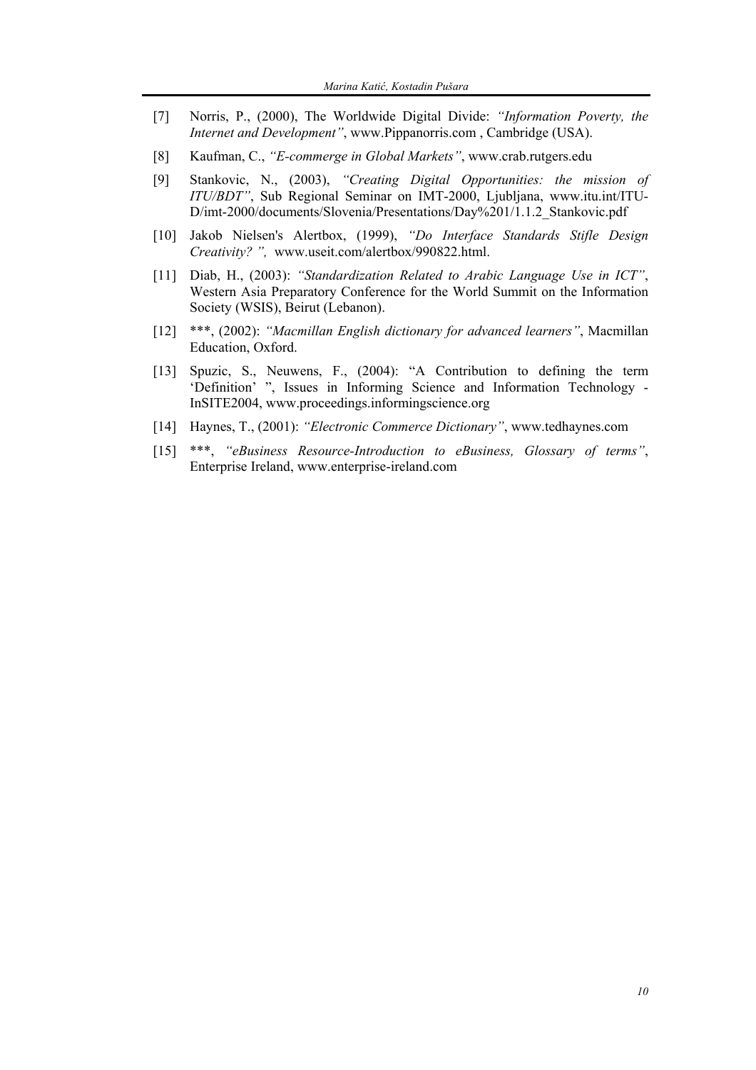[7] Norris, P., (2000), The Worldwide Digital Divide: *"Information Poverty, the Internet and Development"*, www.Pippanorris.com , Cambridge (USA).

[8] Kaufman, C., *"E-commerge in Global Markets"*, www.crab.rutgers.edu

[9] Stankovic, N., (2003), *"Creating Digital Opportunities: the mission of ITU/BDT"*, Sub Regional Seminar on IMT-2000, Ljubljana, www.itu.int/ITU-D/imt-2000/documents/Slovenia/Presentations/Day%201/1.1.2_Stankovic.pdf

[10] Jakob Nielsen's Alertbox, (1999), *"Do Interface Standards Stifle Design Creativity? "*, www.useit.com/alertbox/990822.html.

[11] Diab, H., (2003): *"Standardization Related to Arabic Language Use in ICT"*, Western Asia Preparatory Conference for the World Summit on the Information Society (WSIS), Beirut (Lebanon).

[12] ***, (2002): *"Macmillan English dictionary for advanced learners"*, Macmillan Education, Oxford.

[13] Spuzic, S., Neuwens, F., (2004): "A Contribution to defining the term 'Definition' ", Issues in Informing Science and Information Technology - InSITE2004, www.proceedings.informingscience.org

[14] Haynes, T., (2001): *"Electronic Commerce Dictionary"*, www.tedhaynes.com

[15] ***, *"eBusiness Resource-Introduction to eBusiness, Glossary of terms"*, Enterprise Ireland, www.enterprise-ireland.com